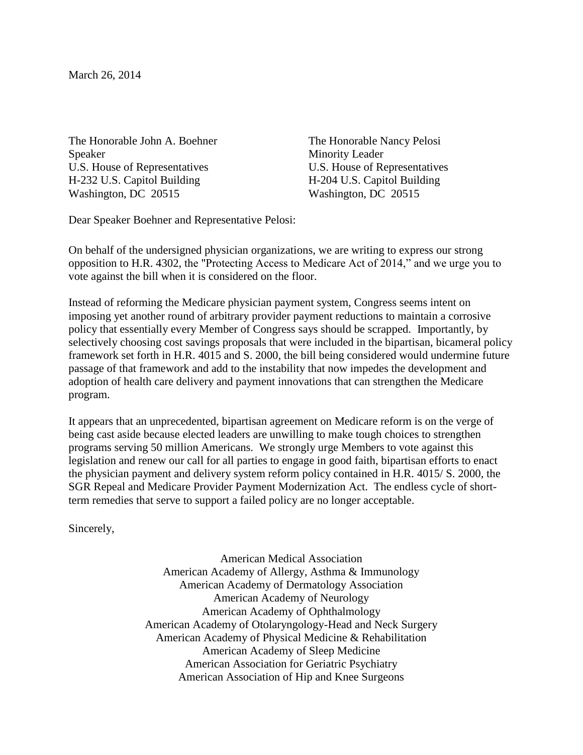March 26, 2014

The Honorable John A. Boehner
Speaker
U.S. House of Representatives
H-232 U.S. Capitol Building
Washington, DC 20515

The Honorable Nancy Pelosi
Minority Leader
U.S. House of Representatives
H-204 U.S. Capitol Building
Washington, DC 20515

Dear Speaker Boehner and Representative Pelosi:

On behalf of the undersigned physician organizations, we are writing to express our strong opposition to H.R. 4302, the "Protecting Access to Medicare Act of 2014," and we urge you to vote against the bill when it is considered on the floor.

Instead of reforming the Medicare physician payment system, Congress seems intent on imposing yet another round of arbitrary provider payment reductions to maintain a corrosive policy that essentially every Member of Congress says should be scrapped. Importantly, by selectively choosing cost savings proposals that were included in the bipartisan, bicameral policy framework set forth in H.R. 4015 and S. 2000, the bill being considered would undermine future passage of that framework and add to the instability that now impedes the development and adoption of health care delivery and payment innovations that can strengthen the Medicare program.

It appears that an unprecedented, bipartisan agreement on Medicare reform is on the verge of being cast aside because elected leaders are unwilling to make tough choices to strengthen programs serving 50 million Americans. We strongly urge Members to vote against this legislation and renew our call for all parties to engage in good faith, bipartisan efforts to enact the physician payment and delivery system reform policy contained in H.R. 4015/ S. 2000, the SGR Repeal and Medicare Provider Payment Modernization Act. The endless cycle of short-term remedies that serve to support a failed policy are no longer acceptable.

Sincerely,

American Medical Association
American Academy of Allergy, Asthma & Immunology
American Academy of Dermatology Association
American Academy of Neurology
American Academy of Ophthalmology
American Academy of Otolaryngology-Head and Neck Surgery
American Academy of Physical Medicine & Rehabilitation
American Academy of Sleep Medicine
American Association for Geriatric Psychiatry
American Association of Hip and Knee Surgeons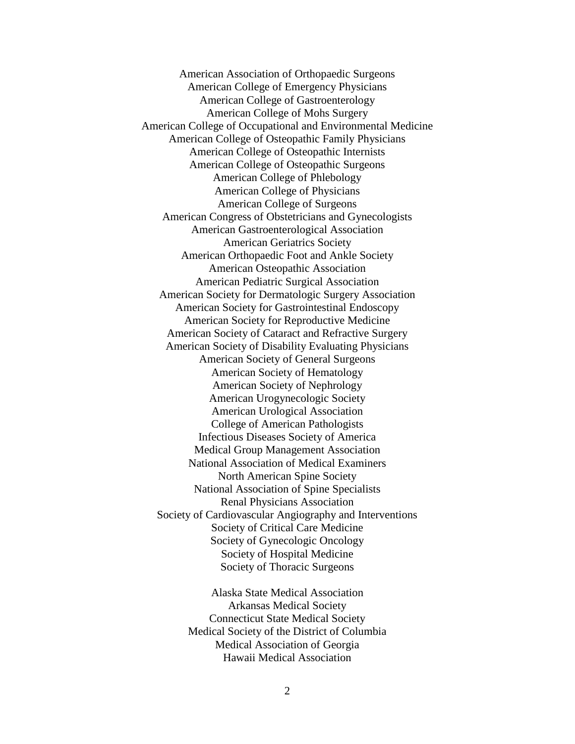American Association of Orthopaedic Surgeons  
American College of Emergency Physicians  
American College of Gastroenterology  
American College of Mohs Surgery  
American College of Occupational and Environmental Medicine  
American College of Osteopathic Family Physicians  
American College of Osteopathic Internists  
American College of Osteopathic Surgeons  
American College of Phlebology  
American College of Physicians  
American College of Surgeons  
American Congress of Obstetricians and Gynecologists  
American Gastroenterological Association  
American Geriatrics Society  
American Orthopaedic Foot and Ankle Society  
American Osteopathic Association  
American Pediatric Surgical Association  
American Society for Dermatologic Surgery Association  
American Society for Gastrointestinal Endoscopy  
American Society for Reproductive Medicine  
American Society of Cataract and Refractive Surgery  
American Society of Disability Evaluating Physicians  
American Society of General Surgeons  
American Society of Hematology  
American Society of Nephrology  
American Urogynecologic Society  
American Urological Association  
College of American Pathologists  
Infectious Diseases Society of America  
Medical Group Management Association  
National Association of Medical Examiners  
North American Spine Society  
National Association of Spine Specialists  
Renal Physicians Association  
Society of Cardiovascular Angiography and Interventions  
Society of Critical Care Medicine  
Society of Gynecologic Oncology  
Society of Hospital Medicine  
Society of Thoracic Surgeons

Alaska State Medical Association  
Arkansas Medical Society  
Connecticut State Medical Society  
Medical Society of the District of Columbia  
Medical Association of Georgia  
Hawaii Medical Association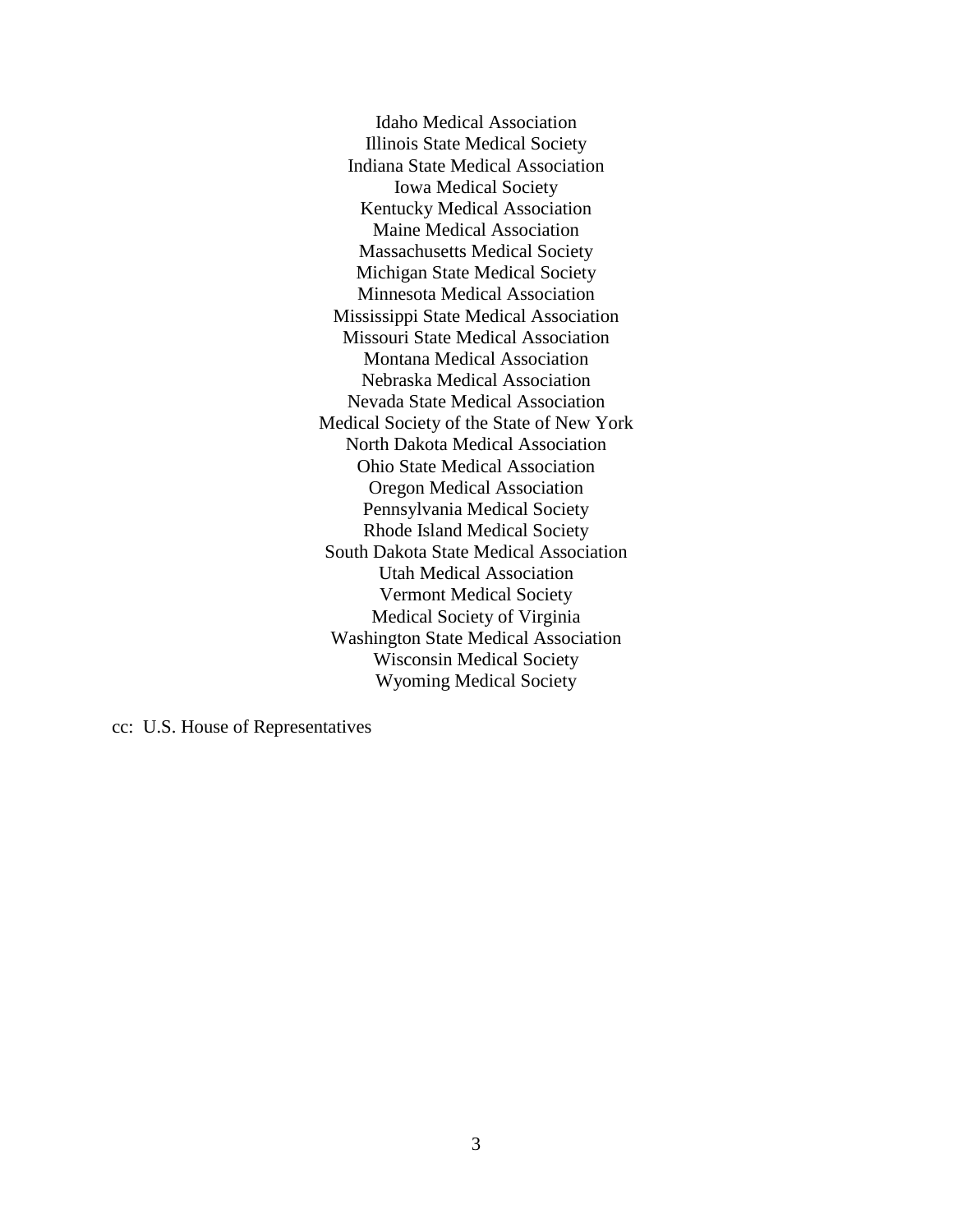Idaho Medical Association
Illinois State Medical Society
Indiana State Medical Association
Iowa Medical Society
Kentucky Medical Association
Maine Medical Association
Massachusetts Medical Society
Michigan State Medical Society
Minnesota Medical Association
Mississippi State Medical Association
Missouri State Medical Association
Montana Medical Association
Nebraska Medical Association
Nevada State Medical Association
Medical Society of the State of New York
North Dakota Medical Association
Ohio State Medical Association
Oregon Medical Association
Pennsylvania Medical Society
Rhode Island Medical Society
South Dakota State Medical Association
Utah Medical Association
Vermont Medical Society
Medical Society of Virginia
Washington State Medical Association
Wisconsin Medical Society
Wyoming Medical Society

cc: U.S. House of Representatives